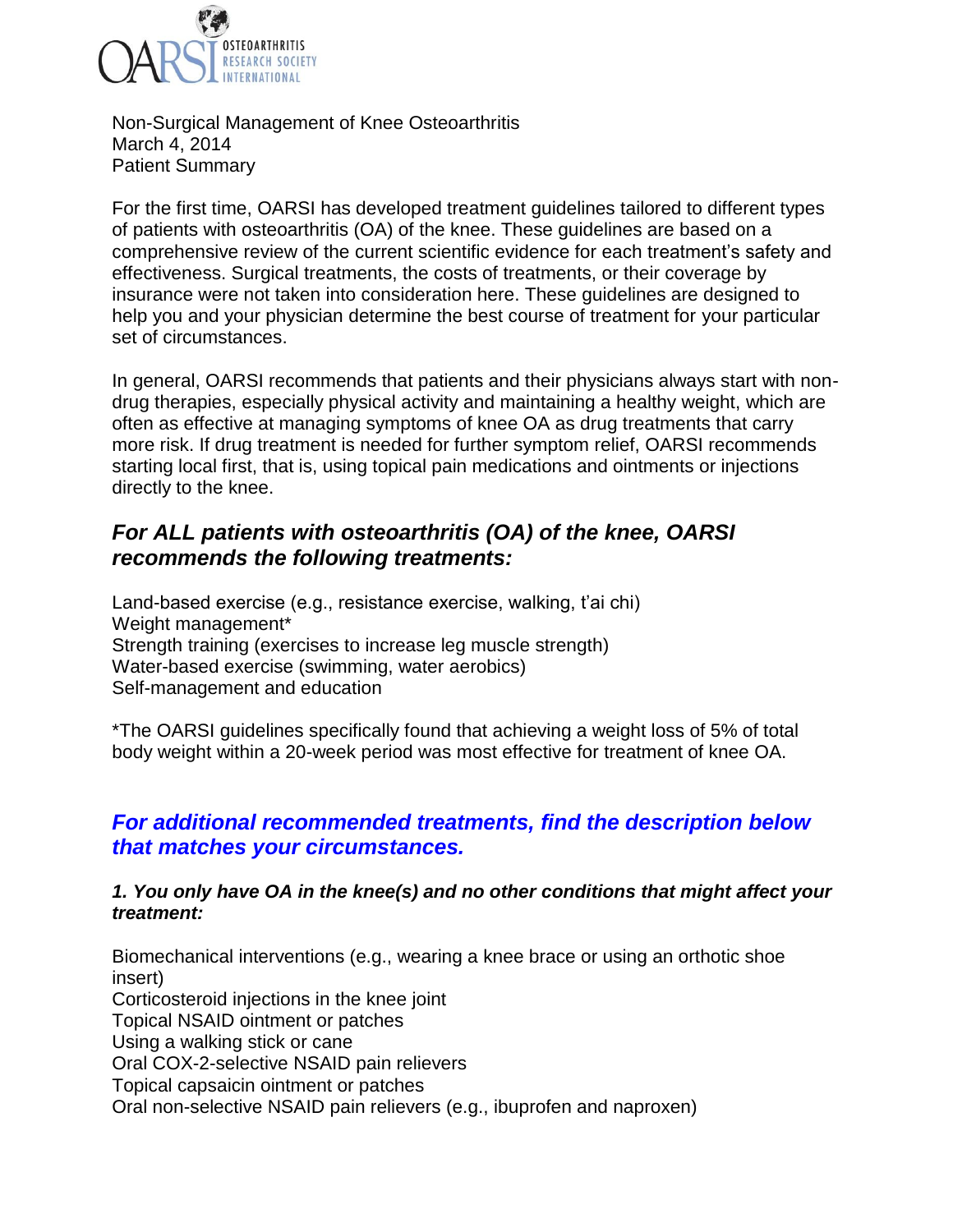Non-Surgical Management of Knee Osteoarthritis
March 4, 2014
Patient Summary

For the first time, OARSI has developed treatment guidelines tailored to different types of patients with osteoarthritis (OA) of the knee. These guidelines are based on a comprehensive review of the current scientific evidence for each treatment's safety and effectiveness. Surgical treatments, the costs of treatments, or their coverage by insurance were not taken into consideration here. These guidelines are designed to help you and your physician determine the best course of treatment for your particular set of circumstances.

In general, OARSI recommends that patients and their physicians always start with non-drug therapies, especially physical activity and maintaining a healthy weight, which are often as effective at managing symptoms of knee OA as drug treatments that carry more risk. If drug treatment is needed for further symptom relief, OARSI recommends starting local first, that is, using topical pain medications and ointments or injections directly to the knee.

## *For ALL patients with osteoarthritis (OA) of the knee, OARSI recommends the following treatments:*

Land-based exercise (e.g., resistance exercise, walking, t'ai chi)
Weight management*
Strength training (exercises to increase leg muscle strength)
Water-based exercise (swimming, water aerobics)
Self-management and education

*The OARSI guidelines specifically found that achieving a weight loss of 5% of total body weight within a 20-week period was most effective for treatment of knee OA.

## *For additional recommended treatments, find the description below that matches your circumstances.*

### *1. You only have OA in the knee(s) and no other conditions that might affect your treatment:*

Biomechanical interventions (e.g., wearing a knee brace or using an orthotic shoe insert)
Corticosteroid injections in the knee joint
Topical NSAID ointment or patches
Using a walking stick or cane
Oral COX-2-selective NSAID pain relievers
Topical capsaicin ointment or patches
Oral non-selective NSAID pain relievers (e.g., ibuprofen and naproxen)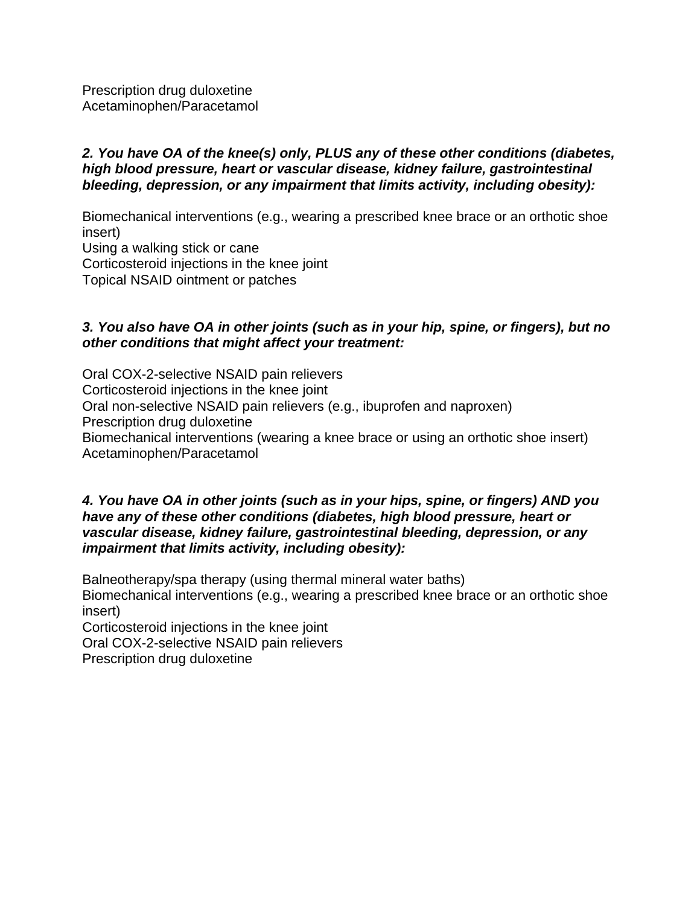Prescription drug duloxetine
Acetaminophen/Paracetamol

***2. You have OA of the knee(s) only, PLUS any of these other conditions (diabetes, high blood pressure, heart or vascular disease, kidney failure, gastrointestinal bleeding, depression, or any impairment that limits activity, including obesity):***

Biomechanical interventions (e.g., wearing a prescribed knee brace or an orthotic shoe insert)
Using a walking stick or cane
Corticosteroid injections in the knee joint
Topical NSAID ointment or patches

***3. You also have OA in other joints (such as in your hip, spine, or fingers), but no other conditions that might affect your treatment:***

Oral COX-2-selective NSAID pain relievers
Corticosteroid injections in the knee joint
Oral non-selective NSAID pain relievers (e.g., ibuprofen and naproxen)
Prescription drug duloxetine
Biomechanical interventions (wearing a knee brace or using an orthotic shoe insert)
Acetaminophen/Paracetamol

***4. You have OA in other joints (such as in your hips, spine, or fingers) AND you have any of these other conditions (diabetes, high blood pressure, heart or vascular disease, kidney failure, gastrointestinal bleeding, depression, or any impairment that limits activity, including obesity):***

Balneotherapy/spa therapy (using thermal mineral water baths)
Biomechanical interventions (e.g., wearing a prescribed knee brace or an orthotic shoe insert)
Corticosteroid injections in the knee joint
Oral COX-2-selective NSAID pain relievers
Prescription drug duloxetine